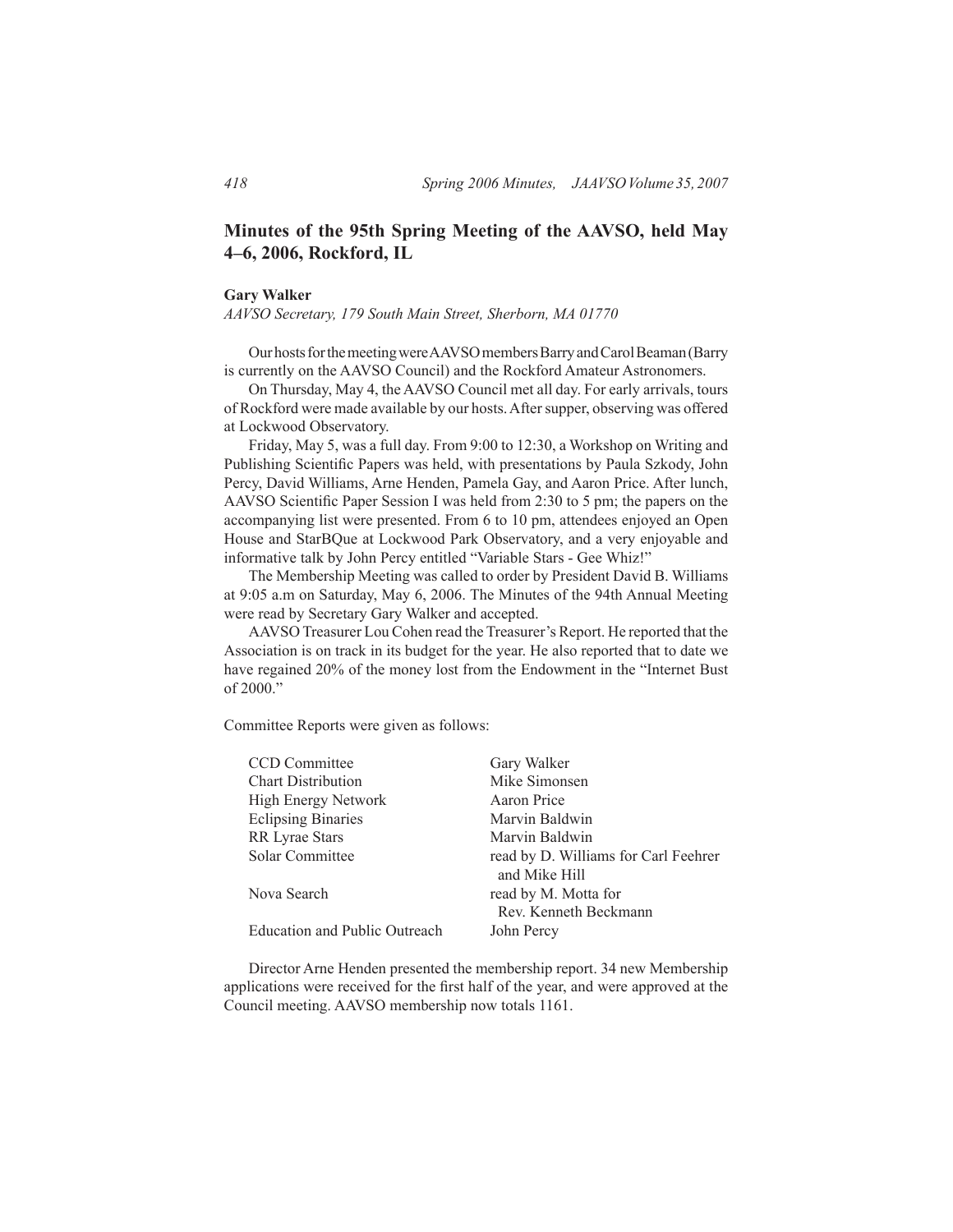# Minutes of the 95th Spring Meeting of the AAVSO, held May 4–6, 2006, Rockford, IL

**Gary Walker**

*AAVSO Secretary, 179 South Main Street, Sherborn, MA 01770*

Our hosts for the meeting were AAVSO members Barry and Carol Beaman (Barry is currently on the AAVSO Council) and the Rockford Amateur Astronomers.

On Thursday, May 4, the AAVSO Council met all day. For early arrivals, tours of Rockford were made available by our hosts. After supper, observing was offered at Lockwood Observatory.

Friday, May 5, was a full day. From 9:00 to 12:30, a Workshop on Writing and Publishing Scientific Papers was held, with presentations by Paula Szkody, John Percy, David Williams, Arne Henden, Pamela Gay, and Aaron Price. After lunch, AAVSO Scientific Paper Session I was held from 2:30 to 5 pm; the papers on the accompanying list were presented. From 6 to 10 pm, attendees enjoyed an Open House and StarBQue at Lockwood Park Observatory, and a very enjoyable and informative talk by John Percy entitled "Variable Stars - Gee Whiz!"

The Membership Meeting was called to order by President David B. Williams at 9:05 a.m on Saturday, May 6, 2006. The Minutes of the 94th Annual Meeting were read by Secretary Gary Walker and accepted.

AAVSO Treasurer Lou Cohen read the Treasurer's Report. He reported that the Association is on track in its budget for the year. He also reported that to date we have regained 20% of the money lost from the Endowment in the "Internet Bust of 2000."

Committee Reports were given as follows:

| | |
|---|---|
| CCD Committee | Gary Walker |
| Chart Distribution | Mike Simonsen |
| High Energy Network | Aaron Price |
| Eclipsing Binaries | Marvin Baldwin |
| RR Lyrae Stars | Marvin Baldwin |
| Solar Committee | read by D. Williams for Carl Feehrer and Mike Hill |
| Nova Search | read by M. Motta for Rev. Kenneth Beckmann |
| Education and Public Outreach | John Percy |

Director Arne Henden presented the membership report. 34 new Membership applications were received for the first half of the year, and were approved at the Council meeting. AAVSO membership now totals 1161.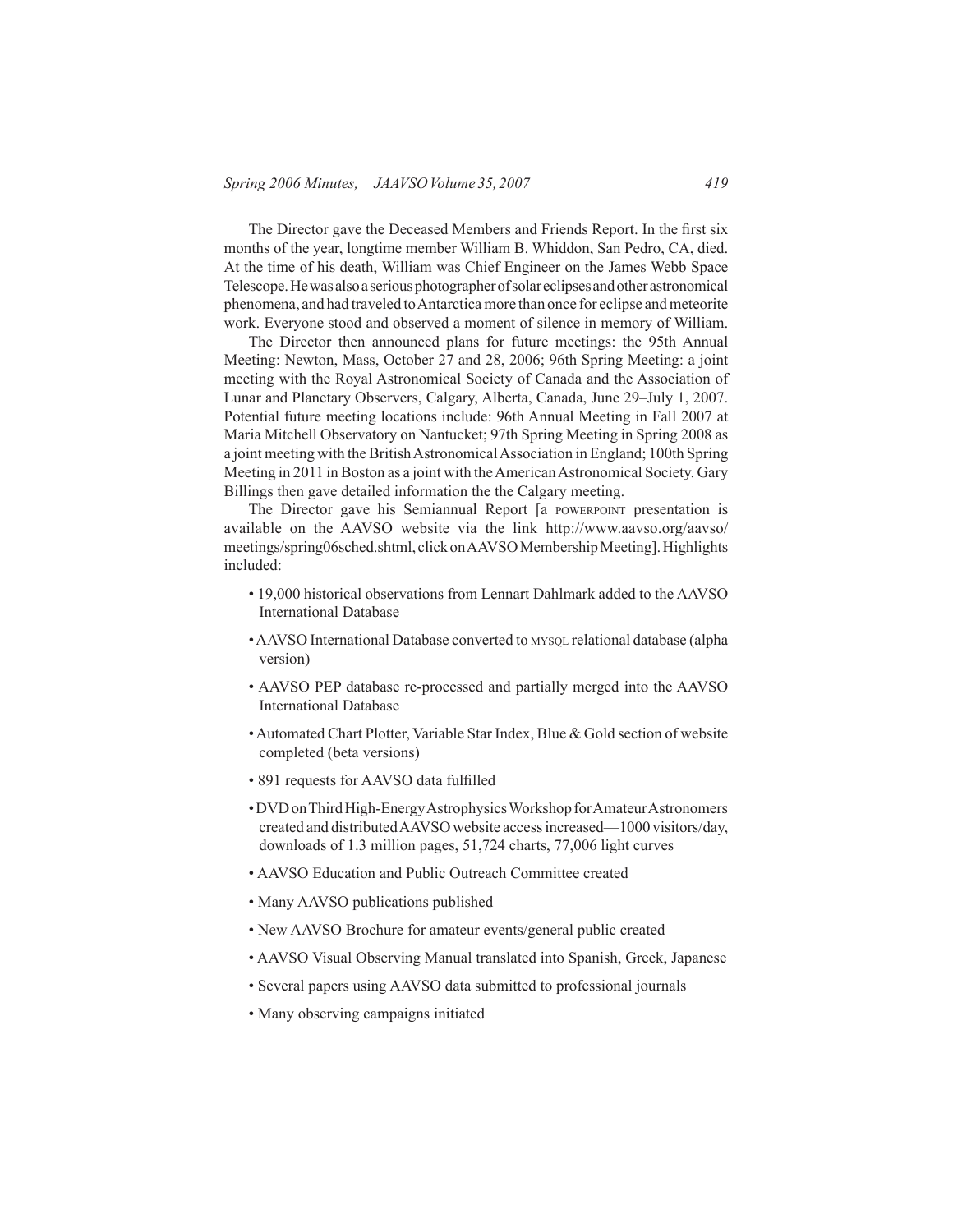The Director gave the Deceased Members and Friends Report. In the first six months of the year, longtime member William B. Whiddon, San Pedro, CA, died. At the time of his death, William was Chief Engineer on the James Webb Space Telescope. He was also a serious photographer of solar eclipses and other astronomical phenomena, and had traveled to Antarctica more than once for eclipse and meteorite work. Everyone stood and observed a moment of silence in memory of William.

The Director then announced plans for future meetings: the 95th Annual Meeting: Newton, Mass, October 27 and 28, 2006; 96th Spring Meeting: a joint meeting with the Royal Astronomical Society of Canada and the Association of Lunar and Planetary Observers, Calgary, Alberta, Canada, June 29–July 1, 2007. Potential future meeting locations include: 96th Annual Meeting in Fall 2007 at Maria Mitchell Observatory on Nantucket; 97th Spring Meeting in Spring 2008 as a joint meeting with the British Astronomical Association in England; 100th Spring Meeting in 2011 in Boston as a joint with the American Astronomical Society. Gary Billings then gave detailed information the the Calgary meeting.

The Director gave his Semiannual Report [a POWERPOINT presentation is available on the AAVSO website via the link http://www.aavso.org/aavso/meetings/spring06sched.shtml, click on AAVSO Membership Meeting]. Highlights included:

- 19,000 historical observations from Lennart Dahlmark added to the AAVSO International Database
- AAVSO International Database converted to MYSQL relational database (alpha version)
- AAVSO PEP database re-processed and partially merged into the AAVSO International Database
- Automated Chart Plotter, Variable Star Index, Blue & Gold section of website completed (beta versions)
- 891 requests for AAVSO data fulfilled
- DVD on Third High-Energy Astrophysics Workshop for Amateur Astronomers created and distributed AAVSO website access increased—1000 visitors/day, downloads of 1.3 million pages, 51,724 charts, 77,006 light curves
- AAVSO Education and Public Outreach Committee created
- Many AAVSO publications published
- New AAVSO Brochure for amateur events/general public created
- AAVSO Visual Observing Manual translated into Spanish, Greek, Japanese
- Several papers using AAVSO data submitted to professional journals
- Many observing campaigns initiated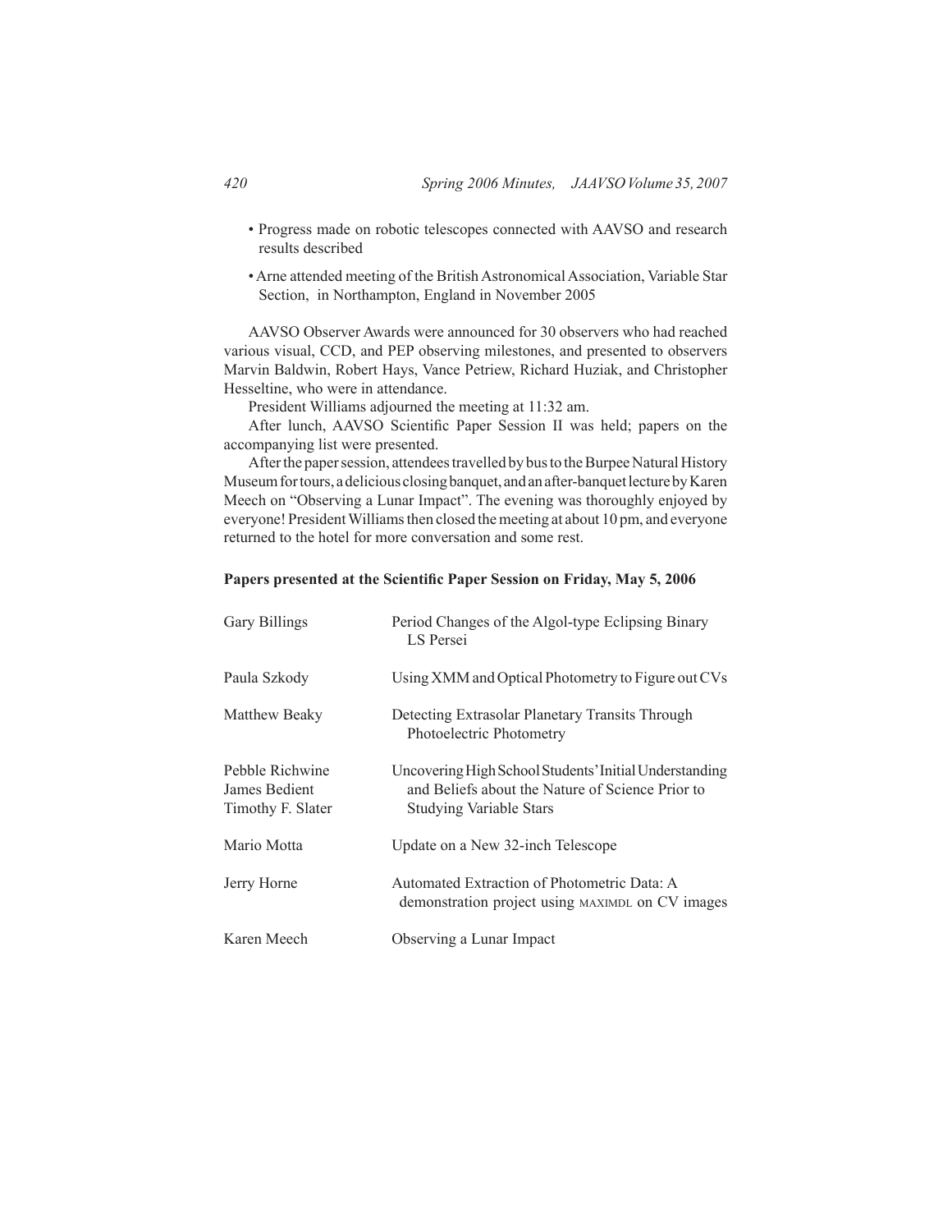- Progress made on robotic telescopes connected with AAVSO and research results described
- Arne attended meeting of the British Astronomical Association, Variable Star Section, in Northampton, England in November 2005

AAVSO Observer Awards were announced for 30 observers who had reached various visual, CCD, and PEP observing milestones, and presented to observers Marvin Baldwin, Robert Hays, Vance Petriew, Richard Huziak, and Christopher Hesseltine, who were in attendance.

President Williams adjourned the meeting at 11:32 am.

After lunch, AAVSO Scientific Paper Session II was held; papers on the accompanying list were presented.

After the paper session, attendees travelled by bus to the Burpee Natural History Museum for tours, a delicious closing banquet, and an after-banquet lecture by Karen Meech on "Observing a Lunar Impact". The evening was thoroughly enjoyed by everyone! President Williams then closed the meeting at about 10 pm, and everyone returned to the hotel for more conversation and some rest.

**Papers presented at the Scientific Paper Session on Friday, May 5, 2006**

| | |
|---|---|
| Gary Billings | Period Changes of the Algol-type Eclipsing Binary LS Persei |
| Paula Szkody | Using XMM and Optical Photometry to Figure out CVs |
| Matthew Beaky | Detecting Extrasolar Planetary Transits Through Photoelectric Photometry |
| Pebble Richwine<br>James Bedient<br>Timothy F. Slater | Uncovering High School Students' Initial Understanding and Beliefs about the Nature of Science Prior to Studying Variable Stars |
| Mario Motta | Update on a New 32-inch Telescope |
| Jerry Horne | Automated Extraction of Photometric Data: A demonstration project using MAXIMDL on CV images |
| Karen Meech | Observing a Lunar Impact |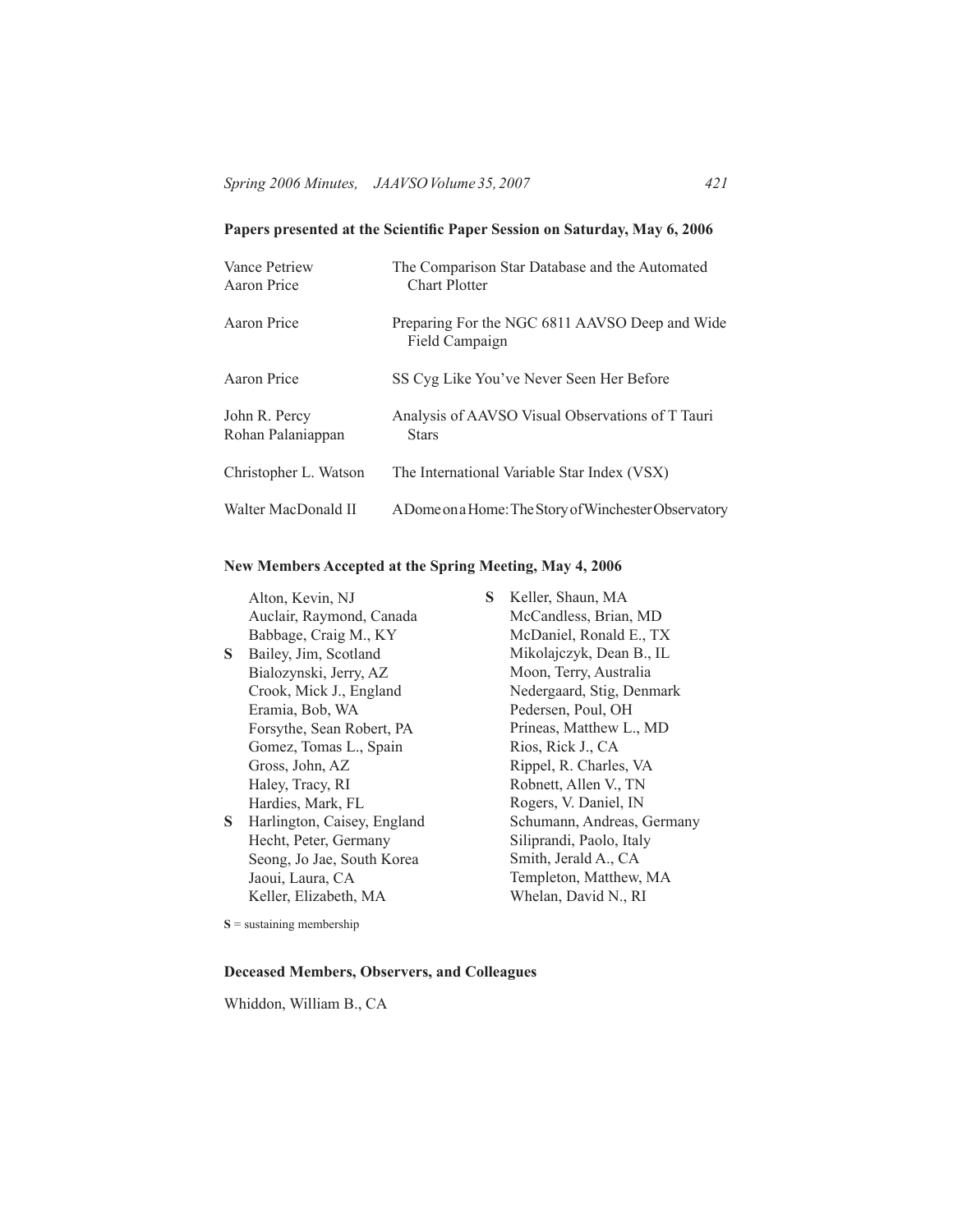**Papers presented at the Scientific Paper Session on Saturday, May 6, 2006**

| | |
|---|---|
| Vance Petriew<br>Aaron Price | The Comparison Star Database and the Automated Chart Plotter |
| Aaron Price | Preparing For the NGC 6811 AAVSO Deep and Wide Field Campaign |
| Aaron Price | SS Cyg Like You've Never Seen Her Before |
| John R. Percy<br>Rohan Palaniappan | Analysis of AAVSO Visual Observations of T Tauri Stars |
| Christopher L. Watson | The International Variable Star Index (VSX) |
| Walter MacDonald II | A Dome on a Home: The Story of Winchester Observatory |

**New Members Accepted at the Spring Meeting, May 4, 2006**

Alton, Kevin, NJ
Auclair, Raymond, Canada
Babbage, Craig M., KY
**S** Bailey, Jim, Scotland
Bialozynski, Jerry, AZ
Crook, Mick J., England
Eramia, Bob, WA
Forsythe, Sean Robert, PA
Gomez, Tomas L., Spain
Gross, John, AZ
Haley, Tracy, RI
Hardies, Mark, FL
**S** Harlington, Caisey, England
Hecht, Peter, Germany
Seong, Jo Jae, South Korea
Jaoui, Laura, CA
Keller, Elizabeth, MA
**S** Keller, Shaun, MA
McCandless, Brian, MD
McDaniel, Ronald E., TX
Mikolajczyk, Dean B., IL
Moon, Terry, Australia
Nedergaard, Stig, Denmark
Pedersen, Poul, OH
Prineas, Matthew L., MD
Rios, Rick J., CA
Rippel, R. Charles, VA
Robnett, Allen V., TN
Rogers, V. Daniel, IN
Schumann, Andreas, Germany
Siliprandi, Paolo, Italy
Smith, Jerald A., CA
Templeton, Matthew, MA
Whelan, David N., RI

**S** = sustaining membership

**Deceased Members, Observers, and Colleagues**

Whiddon, William B., CA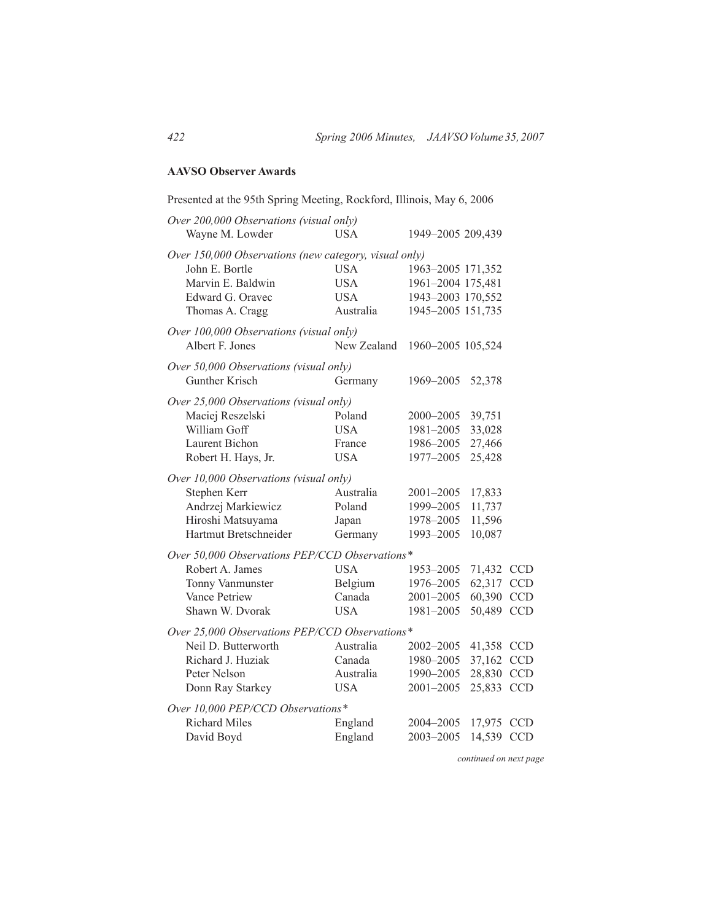**AAVSO Observer Awards**

Presented at the 95th Spring Meeting, Rockford, Illinois, May 6, 2006

*Over 200,000 Observations (visual only)*

| | | | | |
|---|---|---|---|---|
| Wayne M. Lowder | USA | 1949–2005 | 209,439 | |

*Over 150,000 Observations (new category, visual only)*

| | | | | |
|---|---|---|---|---|
| John E. Bortle | USA | 1963–2005 | 171,352 | |
| Marvin E. Baldwin | USA | 1961–2004 | 175,481 | |
| Edward G. Oravec | USA | 1943–2003 | 170,552 | |
| Thomas A. Cragg | Australia | 1945–2005 | 151,735 | |

*Over 100,000 Observations (visual only)*

| | | | | |
|---|---|---|---|---|
| Albert F. Jones | New Zealand | 1960–2005 | 105,524 | |

*Over 50,000 Observations (visual only)*

| | | | | |
|---|---|---|---|---|
| Gunther Krisch | Germany | 1969–2005 | 52,378 | |

*Over 25,000 Observations (visual only)*

| | | | | |
|---|---|---|---|---|
| Maciej Reszelski | Poland | 2000–2005 | 39,751 | |
| William Goff | USA | 1981–2005 | 33,028 | |
| Laurent Bichon | France | 1986–2005 | 27,466 | |
| Robert H. Hays, Jr. | USA | 1977–2005 | 25,428 | |

*Over 10,000 Observations (visual only)*

| | | | | |
|---|---|---|---|---|
| Stephen Kerr | Australia | 2001–2005 | 17,833 | |
| Andrzej Markiewicz | Poland | 1999–2005 | 11,737 | |
| Hiroshi Matsuyama | Japan | 1978–2005 | 11,596 | |
| Hartmut Bretschneider | Germany | 1993–2005 | 10,087 | |

*Over 50,000 Observations PEP/CCD Observations\**

| | | | | |
|---|---|---|---|---|
| Robert A. James | USA | 1953–2005 | 71,432 | CCD |
| Tonny Vanmunster | Belgium | 1976–2005 | 62,317 | CCD |
| Vance Petriew | Canada | 2001–2005 | 60,390 | CCD |
| Shawn W. Dvorak | USA | 1981–2005 | 50,489 | CCD |

*Over 25,000 Observations PEP/CCD Observations\**

| | | | | |
|---|---|---|---|---|
| Neil D. Butterworth | Australia | 2002–2005 | 41,358 | CCD |
| Richard J. Huziak | Canada | 1980–2005 | 37,162 | CCD |
| Peter Nelson | Australia | 1990–2005 | 28,830 | CCD |
| Donn Ray Starkey | USA | 2001–2005 | 25,833 | CCD |

*Over 10,000 PEP/CCD Observations\**

| | | | | |
|---|---|---|---|---|
| Richard Miles | England | 2004–2005 | 17,975 | CCD |
| David Boyd | England | 2003–2005 | 14,539 | CCD |

*continued on next page*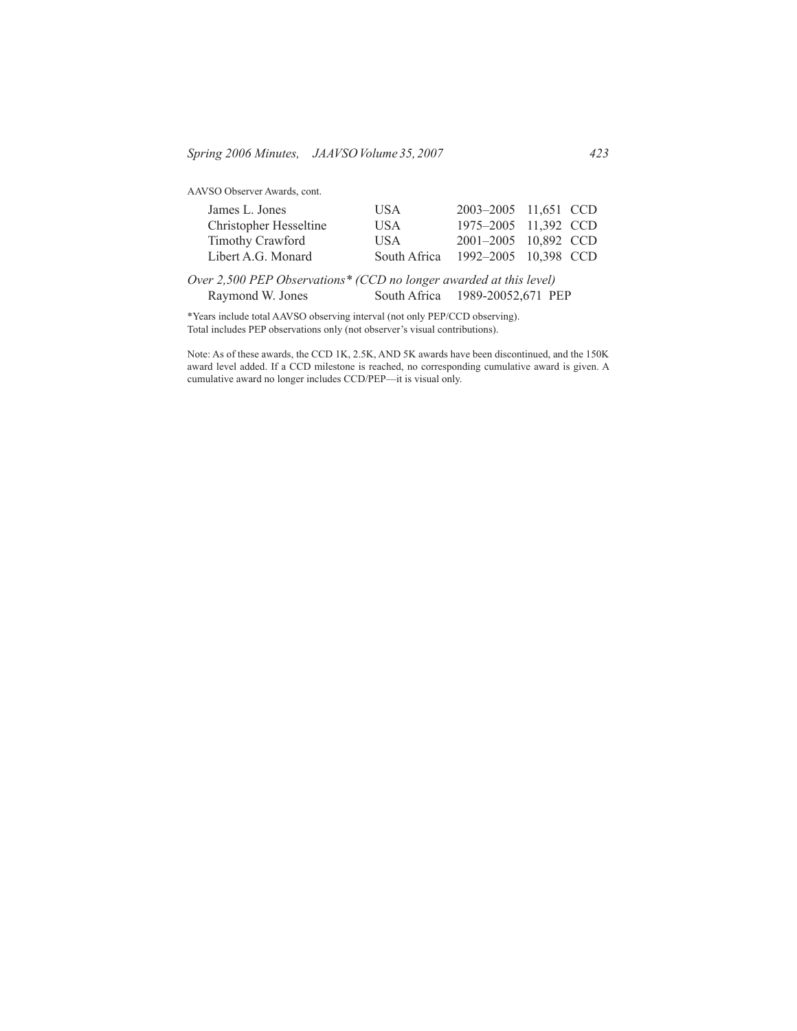AAVSO Observer Awards, cont.

| | | | | |
|---|---|---|---|---|
| James L. Jones | USA | 2003–2005 | 11,651 | CCD |
| Christopher Hesseltine | USA | 1975–2005 | 11,392 | CCD |
| Timothy Crawford | USA | 2001–2005 | 10,892 | CCD |
| Libert A.G. Monard | South Africa | 1992–2005 | 10,398 | CCD |

*Over 2,500 PEP Observations* (CCD no longer awarded at this level)*

| | | | | |
|---|---|---|---|---|
| Raymond W. Jones | South Africa | 1989-2005 | 2,671 | PEP |

*Years include total AAVSO observing interval (not only PEP/CCD observing). Total includes PEP observations only (not observer's visual contributions).

Note: As of these awards, the CCD 1K, 2.5K, AND 5K awards have been discontinued, and the 150K award level added. If a CCD milestone is reached, no corresponding cumulative award is given. A cumulative award no longer includes CCD/PEP—it is visual only.